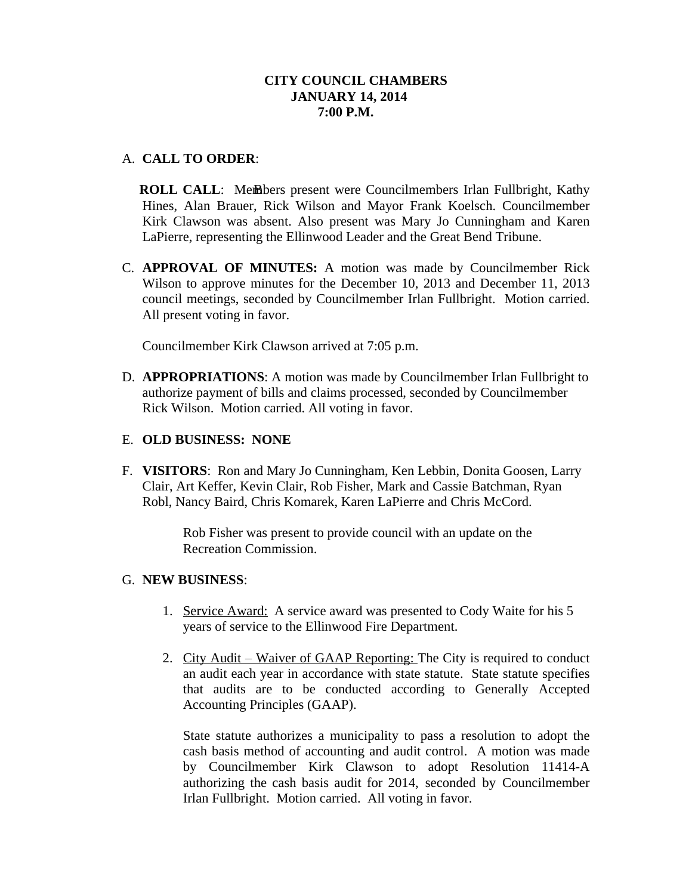**CITY COUNCIL CHAMBERS**
**JANUARY 14, 2014**
**7:00 P.M.**

A. **CALL TO ORDER**:

**ROLL CALL**: Members present were Councilmembers Irlan Fullbright, Kathy Hines, Alan Brauer, Rick Wilson and Mayor Frank Koelsch. Councilmember Kirk Clawson was absent. Also present was Mary Jo Cunningham and Karen LaPierre, representing the Ellinwood Leader and the Great Bend Tribune.

C. **APPROVAL OF MINUTES:** A motion was made by Councilmember Rick Wilson to approve minutes for the December 10, 2013 and December 11, 2013 council meetings, seconded by Councilmember Irlan Fullbright. Motion carried. All present voting in favor.

Councilmember Kirk Clawson arrived at 7:05 p.m.

D. **APPROPRIATIONS**: A motion was made by Councilmember Irlan Fullbright to authorize payment of bills and claims processed, seconded by Councilmember Rick Wilson. Motion carried. All voting in favor.

E. **OLD BUSINESS: NONE**

F. **VISITORS**: Ron and Mary Jo Cunningham, Ken Lebbin, Donita Goosen, Larry Clair, Art Keffer, Kevin Clair, Rob Fisher, Mark and Cassie Batchman, Ryan Robl, Nancy Baird, Chris Komarek, Karen LaPierre and Chris McCord.

Rob Fisher was present to provide council with an update on the Recreation Commission.

G. **NEW BUSINESS**:

1. Service Award: A service award was presented to Cody Waite for his 5 years of service to the Ellinwood Fire Department.

2. City Audit – Waiver of GAAP Reporting: The City is required to conduct an audit each year in accordance with state statute. State statute specifies that audits are to be conducted according to Generally Accepted Accounting Principles (GAAP).

   State statute authorizes a municipality to pass a resolution to adopt the cash basis method of accounting and audit control. A motion was made by Councilmember Kirk Clawson to adopt Resolution 11414-A authorizing the cash basis audit for 2014, seconded by Councilmember Irlan Fullbright. Motion carried. All voting in favor.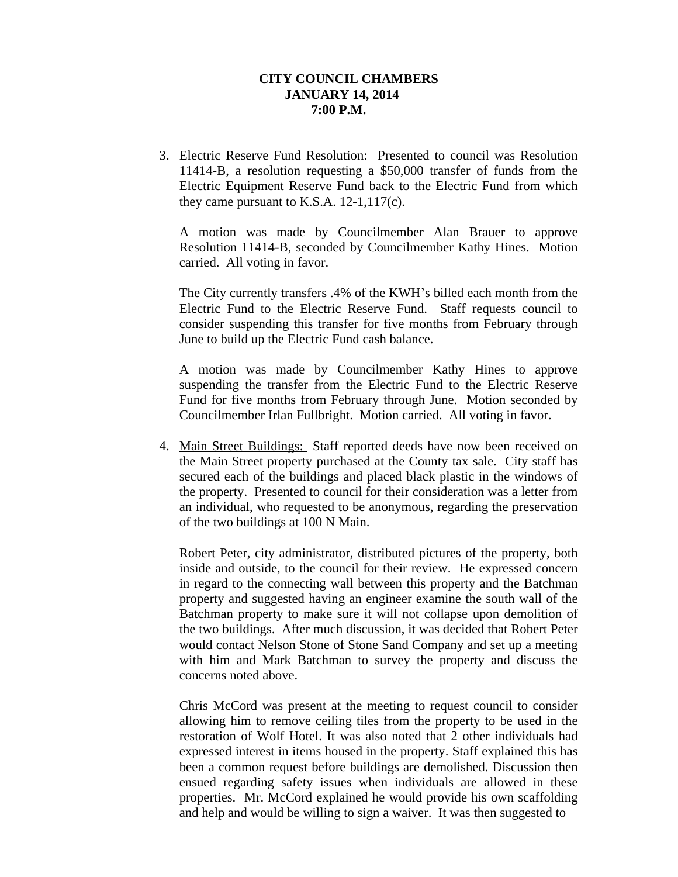**CITY COUNCIL CHAMBERS**
**JANUARY 14, 2014**
**7:00 P.M.**

3. Electric Reserve Fund Resolution: Presented to council was Resolution 11414-B, a resolution requesting a $50,000 transfer of funds from the Electric Equipment Reserve Fund back to the Electric Fund from which they came pursuant to K.S.A. 12-1,117(c).

   A motion was made by Councilmember Alan Brauer to approve Resolution 11414-B, seconded by Councilmember Kathy Hines. Motion carried. All voting in favor.

   The City currently transfers .4% of the KWH's billed each month from the Electric Fund to the Electric Reserve Fund. Staff requests council to consider suspending this transfer for five months from February through June to build up the Electric Fund cash balance.

   A motion was made by Councilmember Kathy Hines to approve suspending the transfer from the Electric Fund to the Electric Reserve Fund for five months from February through June. Motion seconded by Councilmember Irlan Fullbright. Motion carried. All voting in favor.

4. Main Street Buildings: Staff reported deeds have now been received on the Main Street property purchased at the County tax sale. City staff has secured each of the buildings and placed black plastic in the windows of the property. Presented to council for their consideration was a letter from an individual, who requested to be anonymous, regarding the preservation of the two buildings at 100 N Main.

   Robert Peter, city administrator, distributed pictures of the property, both inside and outside, to the council for their review. He expressed concern in regard to the connecting wall between this property and the Batchman property and suggested having an engineer examine the south wall of the Batchman property to make sure it will not collapse upon demolition of the two buildings. After much discussion, it was decided that Robert Peter would contact Nelson Stone of Stone Sand Company and set up a meeting with him and Mark Batchman to survey the property and discuss the concerns noted above.

   Chris McCord was present at the meeting to request council to consider allowing him to remove ceiling tiles from the property to be used in the restoration of Wolf Hotel. It was also noted that 2 other individuals had expressed interest in items housed in the property. Staff explained this has been a common request before buildings are demolished. Discussion then ensued regarding safety issues when individuals are allowed in these properties. Mr. McCord explained he would provide his own scaffolding and help and would be willing to sign a waiver. It was then suggested to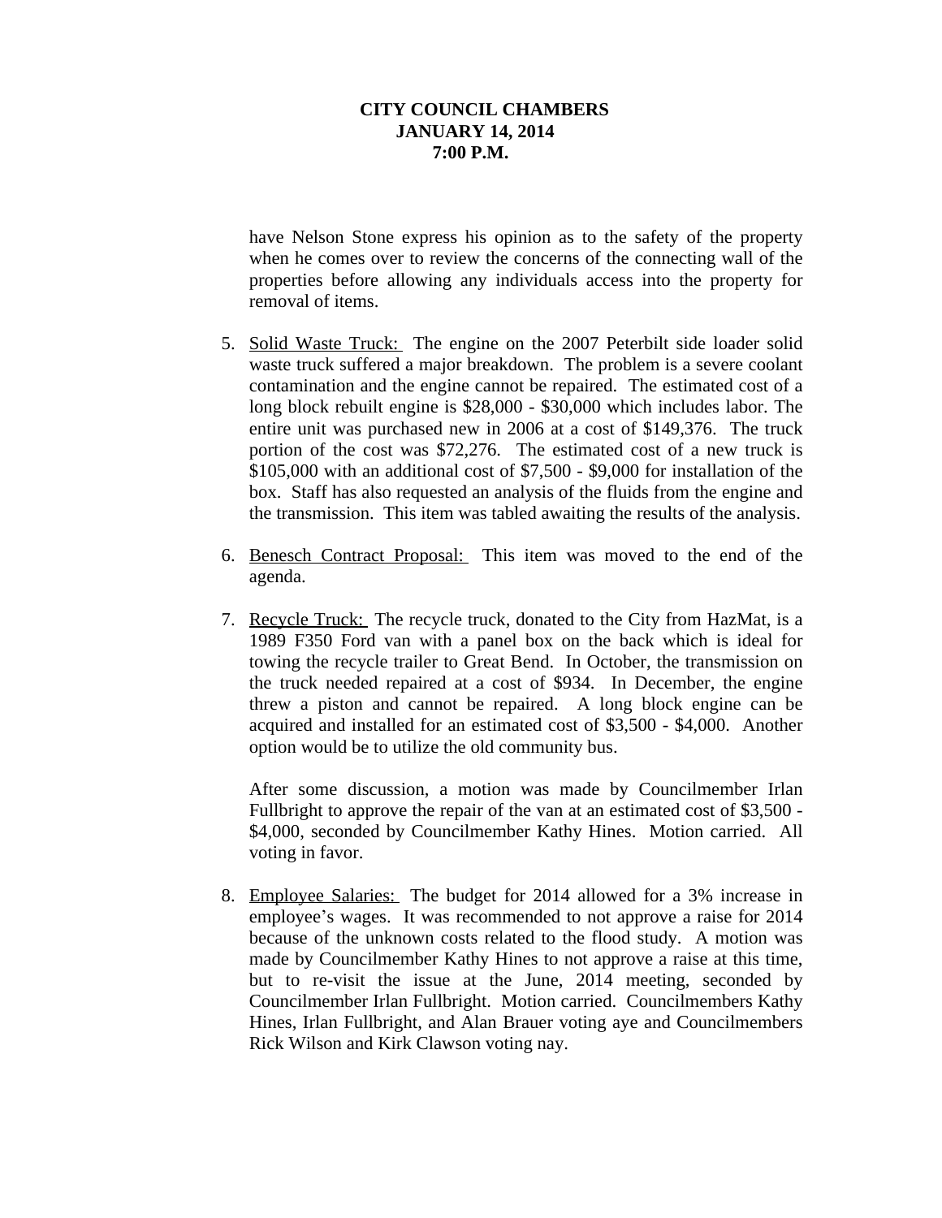**CITY COUNCIL CHAMBERS**
**JANUARY 14, 2014**
**7:00 P.M.**

have Nelson Stone express his opinion as to the safety of the property when he comes over to review the concerns of the connecting wall of the properties before allowing any individuals access into the property for removal of items.

5. Solid Waste Truck: The engine on the 2007 Peterbilt side loader solid waste truck suffered a major breakdown. The problem is a severe coolant contamination and the engine cannot be repaired. The estimated cost of a long block rebuilt engine is $28,000 - $30,000 which includes labor. The entire unit was purchased new in 2006 at a cost of $149,376. The truck portion of the cost was $72,276. The estimated cost of a new truck is $105,000 with an additional cost of $7,500 - $9,000 for installation of the box. Staff has also requested an analysis of the fluids from the engine and the transmission. This item was tabled awaiting the results of the analysis.

6. Benesch Contract Proposal: This item was moved to the end of the agenda.

7. Recycle Truck: The recycle truck, donated to the City from HazMat, is a 1989 F350 Ford van with a panel box on the back which is ideal for towing the recycle trailer to Great Bend. In October, the transmission on the truck needed repaired at a cost of $934. In December, the engine threw a piston and cannot be repaired. A long block engine can be acquired and installed for an estimated cost of $3,500 - $4,000. Another option would be to utilize the old community bus.

   After some discussion, a motion was made by Councilmember Irlan Fullbright to approve the repair of the van at an estimated cost of $3,500 - $4,000, seconded by Councilmember Kathy Hines. Motion carried. All voting in favor.

8. Employee Salaries: The budget for 2014 allowed for a 3% increase in employee's wages. It was recommended to not approve a raise for 2014 because of the unknown costs related to the flood study. A motion was made by Councilmember Kathy Hines to not approve a raise at this time, but to re-visit the issue at the June, 2014 meeting, seconded by Councilmember Irlan Fullbright. Motion carried. Councilmembers Kathy Hines, Irlan Fullbright, and Alan Brauer voting aye and Councilmembers Rick Wilson and Kirk Clawson voting nay.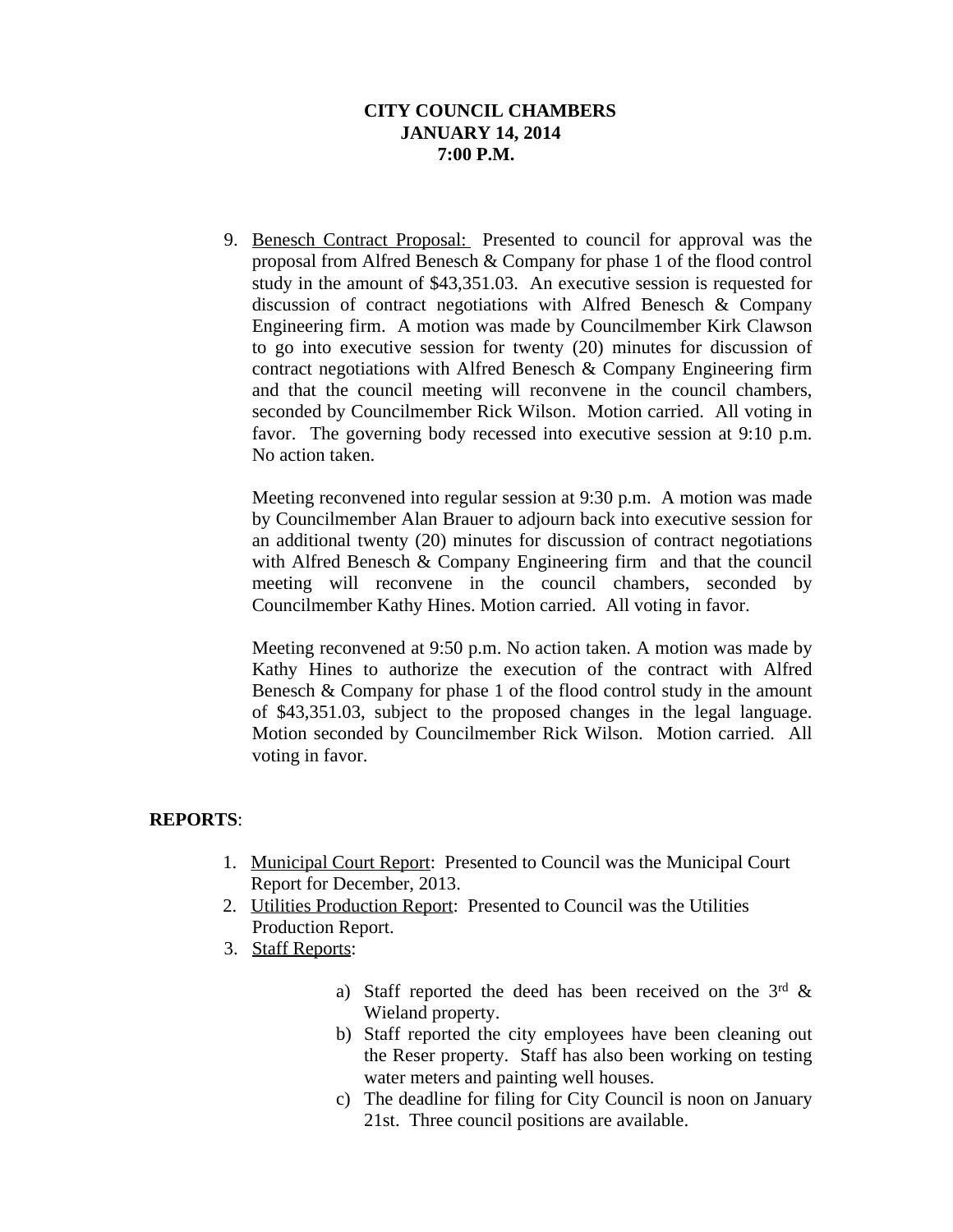**CITY COUNCIL CHAMBERS**
**JANUARY 14, 2014**
**7:00 P.M.**

9. Benesch Contract Proposal: Presented to council for approval was the proposal from Alfred Benesch & Company for phase 1 of the flood control study in the amount of $43,351.03. An executive session is requested for discussion of contract negotiations with Alfred Benesch & Company Engineering firm. A motion was made by Councilmember Kirk Clawson to go into executive session for twenty (20) minutes for discussion of contract negotiations with Alfred Benesch & Company Engineering firm and that the council meeting will reconvene in the council chambers, seconded by Councilmember Rick Wilson. Motion carried. All voting in favor. The governing body recessed into executive session at 9:10 p.m. No action taken.

   Meeting reconvened into regular session at 9:30 p.m. A motion was made by Councilmember Alan Brauer to adjourn back into executive session for an additional twenty (20) minutes for discussion of contract negotiations with Alfred Benesch & Company Engineering firm and that the council meeting will reconvene in the council chambers, seconded by Councilmember Kathy Hines. Motion carried. All voting in favor.

   Meeting reconvened at 9:50 p.m. No action taken. A motion was made by Kathy Hines to authorize the execution of the contract with Alfred Benesch & Company for phase 1 of the flood control study in the amount of $43,351.03, subject to the proposed changes in the legal language. Motion seconded by Councilmember Rick Wilson. Motion carried. All voting in favor.

**REPORTS**:

1. Municipal Court Report: Presented to Council was the Municipal Court Report for December, 2013.
2. Utilities Production Report: Presented to Council was the Utilities Production Report.
3. Staff Reports:

   a) Staff reported the deed has been received on the 3rd & Wieland property.
   b) Staff reported the city employees have been cleaning out the Reser property. Staff has also been working on testing water meters and painting well houses.
   c) The deadline for filing for City Council is noon on January 21st. Three council positions are available.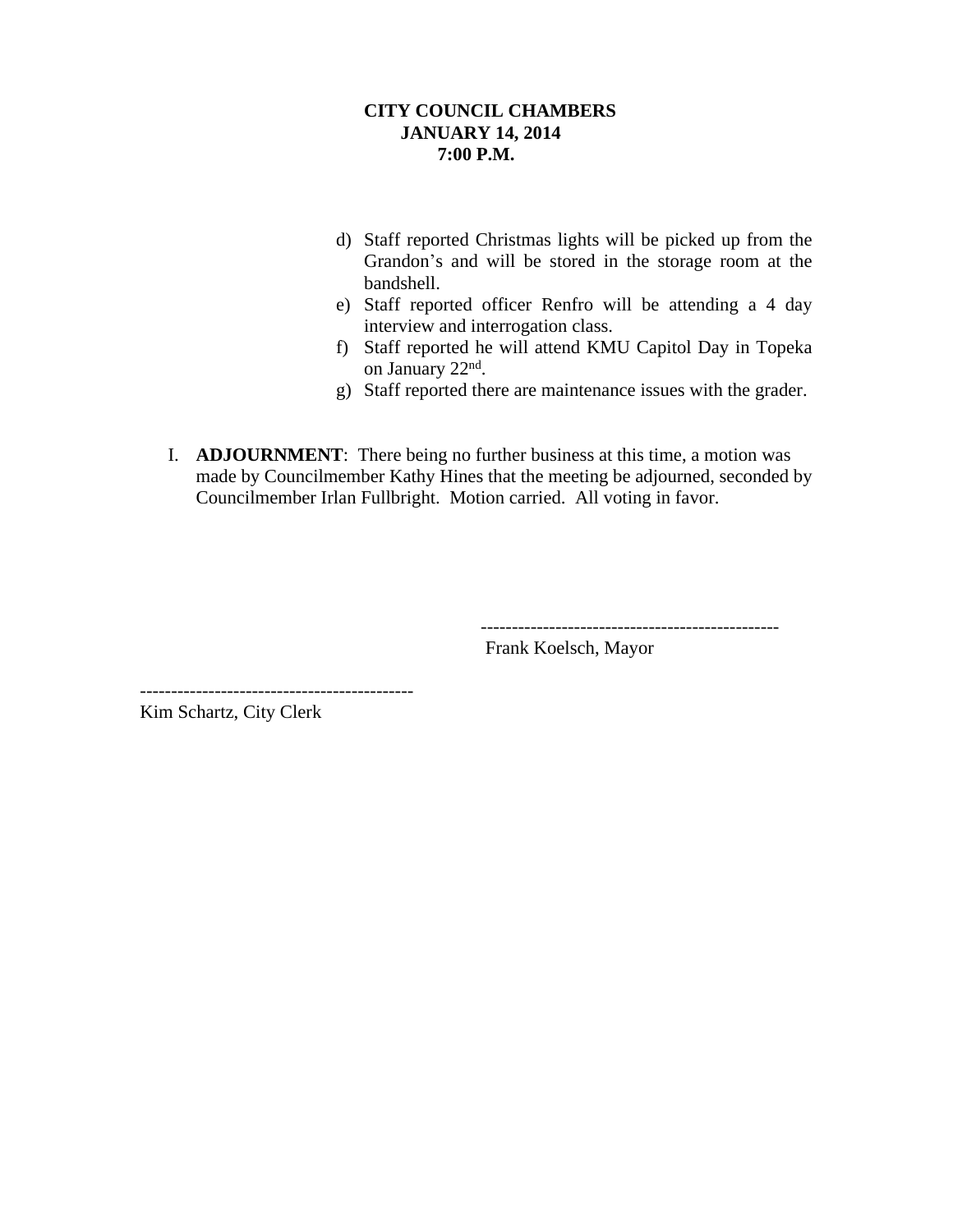**CITY COUNCIL CHAMBERS**
**JANUARY 14, 2014**
**7:00 P.M.**

d) Staff reported Christmas lights will be picked up from the Grandon's and will be stored in the storage room at the bandshell.
e) Staff reported officer Renfro will be attending a 4 day interview and interrogation class.
f) Staff reported he will attend KMU Capitol Day in Topeka on January 22nd.
g) Staff reported there are maintenance issues with the grader.

I. **ADJOURNMENT**: There being no further business at this time, a motion was made by Councilmember Kathy Hines that the meeting be adjourned, seconded by Councilmember Irlan Fullbright. Motion carried. All voting in favor.

------------------------------------------------
Frank Koelsch, Mayor

--------------------------------------------
Kim Schartz, City Clerk